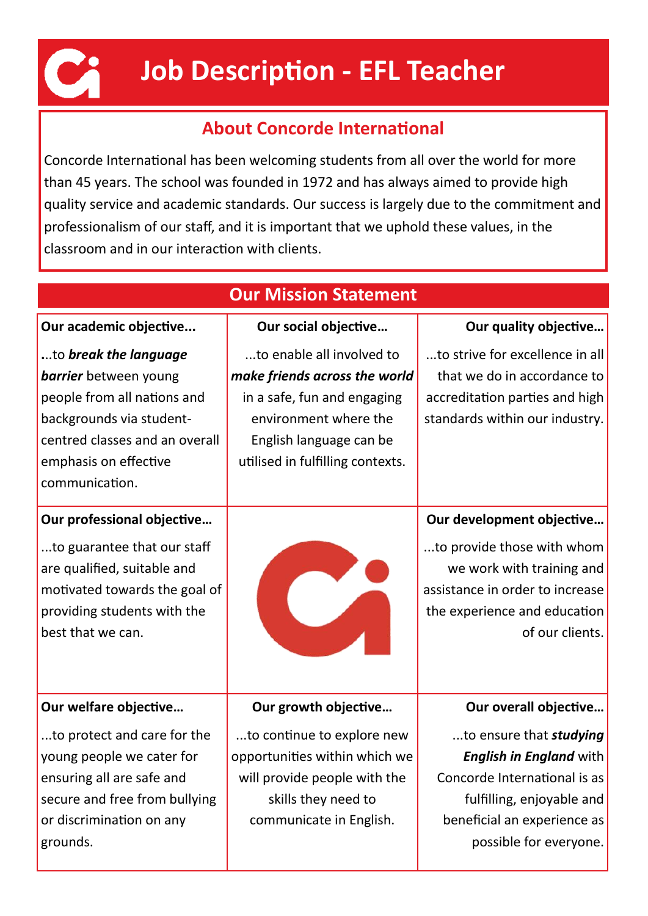# Job Description - EFL Teacher

## About Concorde International

Concorde International has been welcoming students from all over the world for more than 45 years. The school was founded in 1972 and has always aimed to provide high quality service and academic standards. Our success is largely due to the commitment and professionalism of our staff, and it is important that we uphold these values, in the classroom and in our interaction with clients.

## Our Mission Statement

**Our academic objective...**

...to ***break the language barrier*** between young people from all nations and backgrounds via student-centred classes and an overall emphasis on effective communication.

**Our social objective…**

...to enable all involved to ***make friends across the world*** in a safe, fun and engaging environment where the English language can be utilised in fulfilling contexts.

**Our quality objective…**

...to strive for excellence in all that we do in accordance to accreditation parties and high standards within our industry.

**Our professional objective…**

...to guarantee that our staff are qualified, suitable and motivated towards the goal of providing students with the best that we can.

**Our development objective…**

...to provide those with whom we work with training and assistance in order to increase the experience and education of our clients.

**Our welfare objective…**

...to protect and care for the young people we cater for ensuring all are safe and secure and free from bullying or discrimination on any grounds.

**Our growth objective…**

...to continue to explore new opportunities within which we will provide people with the skills they need to communicate in English.

**Our overall objective…**

...to ensure that ***studying English in England*** with Concorde International is as fulfilling, enjoyable and beneficial an experience as possible for everyone.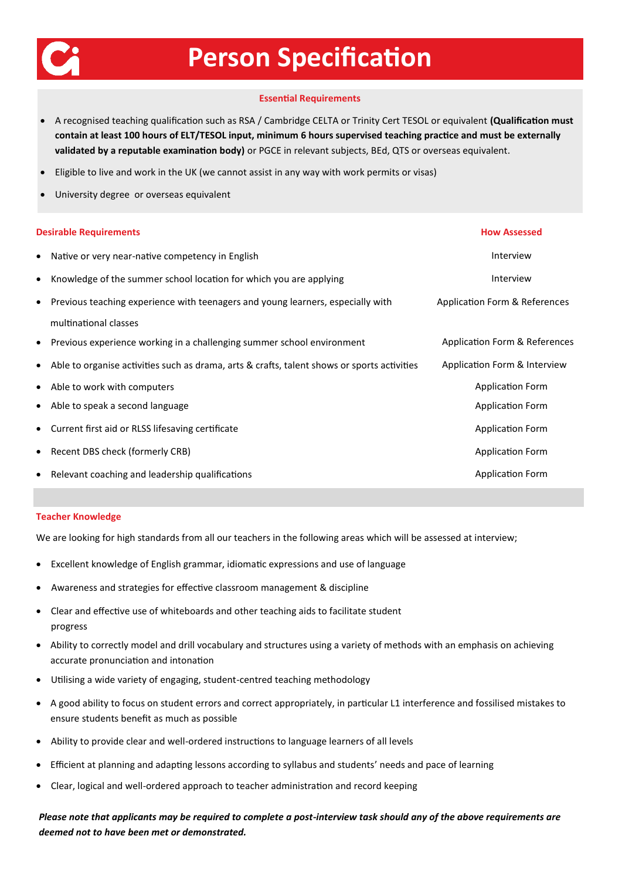# Person Specification

## Essential Requirements

- A recognised teaching qualification such as RSA / Cambridge CELTA or Trinity Cert TESOL or equivalent **(Qualification must contain at least 100 hours of ELT/TESOL input, minimum 6 hours supervised teaching practice and must be externally validated by a reputable examination body)** or PGCE in relevant subjects, BEd, QTS or overseas equivalent.
- Eligible to live and work in the UK (we cannot assist in any way with work permits or visas)
- University degree or overseas equivalent

| Desirable Requirements | How Assessed |
|---|---|
| Native or very near-native competency in English | Interview |
| Knowledge of the summer school location for which you are applying | Interview |
| Previous teaching experience with teenagers and young learners, especially with multinational classes | Application Form & References |
| Previous experience working in a challenging summer school environment | Application Form & References |
| Able to organise activities such as drama, arts & crafts, talent shows or sports activities | Application Form & Interview |
| Able to work with computers | Application Form |
| Able to speak a second language | Application Form |
| Current first aid or RLSS lifesaving certificate | Application Form |
| Recent DBS check (formerly CRB) | Application Form |
| Relevant coaching and leadership qualifications | Application Form |

## Teacher Knowledge

We are looking for high standards from all our teachers in the following areas which will be assessed at interview;

- Excellent knowledge of English grammar, idiomatic expressions and use of language
- Awareness and strategies for effective classroom management & discipline
- Clear and effective use of whiteboards and other teaching aids to facilitate student progress
- Ability to correctly model and drill vocabulary and structures using a variety of methods with an emphasis on achieving accurate pronunciation and intonation
- Utilising a wide variety of engaging, student-centred teaching methodology
- A good ability to focus on student errors and correct appropriately, in particular L1 interference and fossilised mistakes to ensure students benefit as much as possible
- Ability to provide clear and well-ordered instructions to language learners of all levels
- Efficient at planning and adapting lessons according to syllabus and students' needs and pace of learning
- Clear, logical and well-ordered approach to teacher administration and record keeping

***Please note that applicants may be required to complete a post-interview task should any of the above requirements are deemed not to have been met or demonstrated.***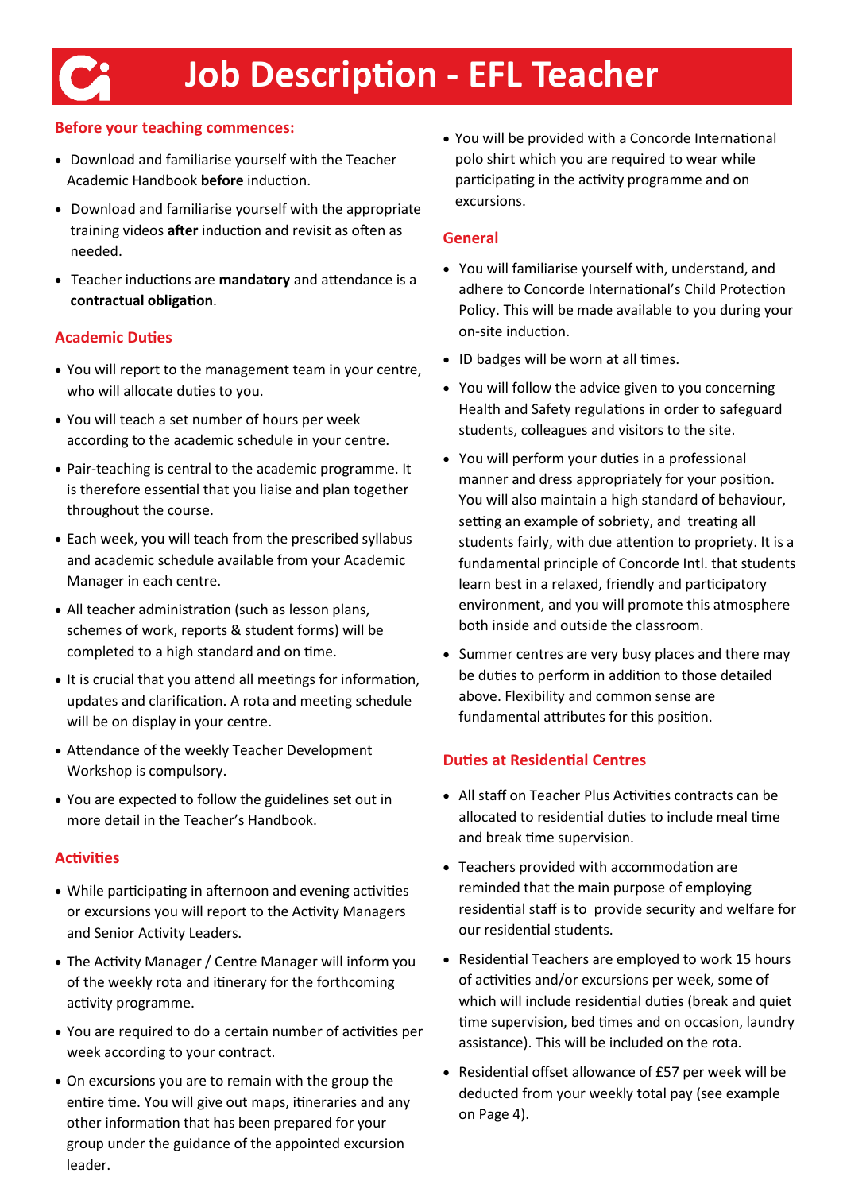# Job Description - EFL Teacher

## Before your teaching commences:

- Download and familiarise yourself with the Teacher Academic Handbook **before** induction.
- Download and familiarise yourself with the appropriate training videos **after** induction and revisit as often as needed.
- Teacher inductions are **mandatory** and attendance is a **contractual obligation**.

## Academic Duties

- You will report to the management team in your centre, who will allocate duties to you.
- You will teach a set number of hours per week according to the academic schedule in your centre.
- Pair-teaching is central to the academic programme. It is therefore essential that you liaise and plan together throughout the course.
- Each week, you will teach from the prescribed syllabus and academic schedule available from your Academic Manager in each centre.
- All teacher administration (such as lesson plans, schemes of work, reports & student forms) will be completed to a high standard and on time.
- It is crucial that you attend all meetings for information, updates and clarification. A rota and meeting schedule will be on display in your centre.
- Attendance of the weekly Teacher Development Workshop is compulsory.
- You are expected to follow the guidelines set out in more detail in the Teacher's Handbook.

## Activities

- While participating in afternoon and evening activities or excursions you will report to the Activity Managers and Senior Activity Leaders.
- The Activity Manager / Centre Manager will inform you of the weekly rota and itinerary for the forthcoming activity programme.
- You are required to do a certain number of activities per week according to your contract.
- On excursions you are to remain with the group the entire time. You will give out maps, itineraries and any other information that has been prepared for your group under the guidance of the appointed excursion leader.
- You will be provided with a Concorde International polo shirt which you are required to wear while participating in the activity programme and on excursions.

## General

- You will familiarise yourself with, understand, and adhere to Concorde International's Child Protection Policy. This will be made available to you during your on-site induction.
- ID badges will be worn at all times.
- You will follow the advice given to you concerning Health and Safety regulations in order to safeguard students, colleagues and visitors to the site.
- You will perform your duties in a professional manner and dress appropriately for your position. You will also maintain a high standard of behaviour, setting an example of sobriety, and treating all students fairly, with due attention to propriety. It is a fundamental principle of Concorde Intl. that students learn best in a relaxed, friendly and participatory environment, and you will promote this atmosphere both inside and outside the classroom.
- Summer centres are very busy places and there may be duties to perform in addition to those detailed above. Flexibility and common sense are fundamental attributes for this position.

## Duties at Residential Centres

- All staff on Teacher Plus Activities contracts can be allocated to residential duties to include meal time and break time supervision.
- Teachers provided with accommodation are reminded that the main purpose of employing residential staff is to provide security and welfare for our residential students.
- Residential Teachers are employed to work 15 hours of activities and/or excursions per week, some of which will include residential duties (break and quiet time supervision, bed times and on occasion, laundry assistance). This will be included on the rota.
- Residential offset allowance of £57 per week will be deducted from your weekly total pay (see example on Page 4).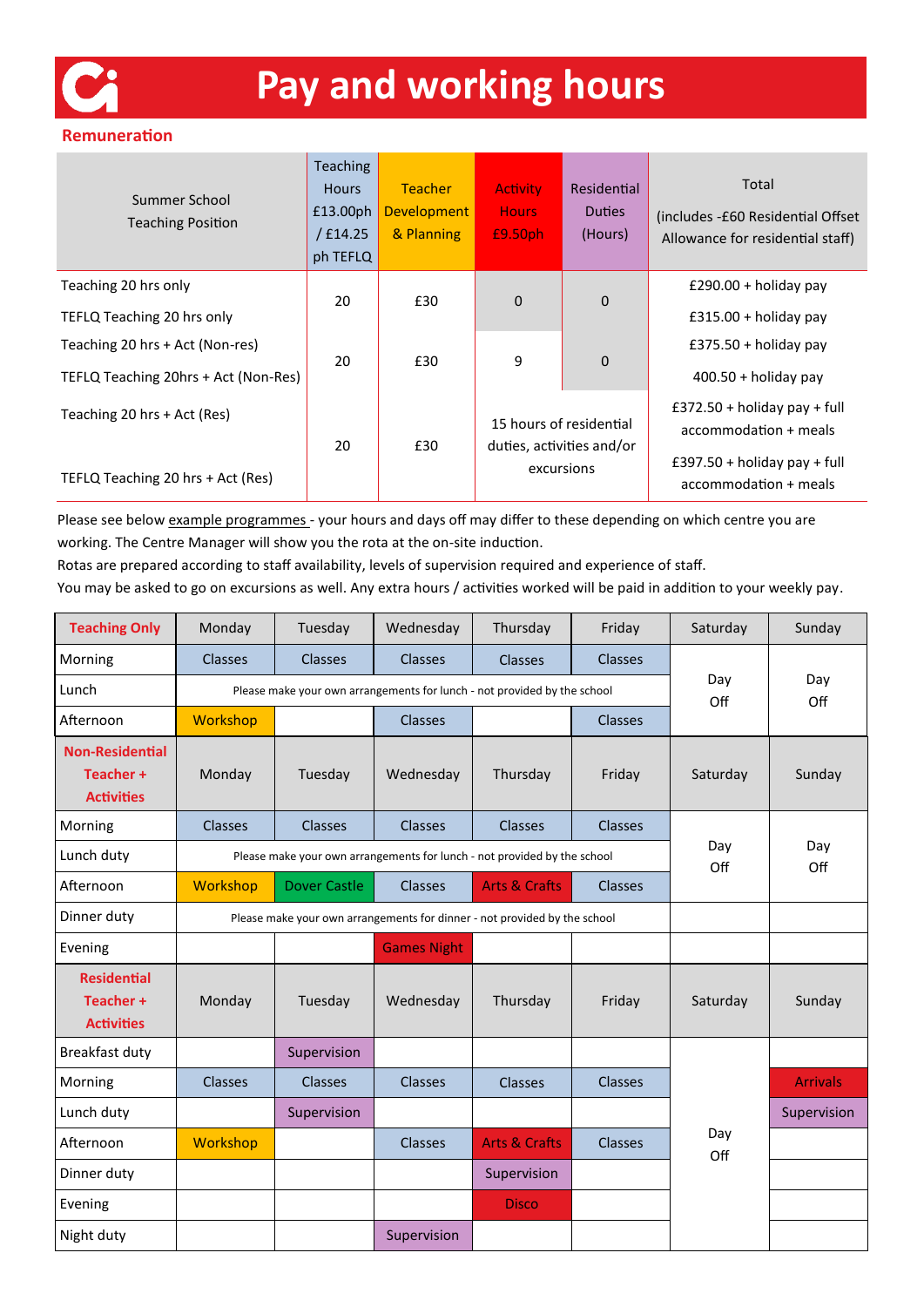# Pay and working hours

## Remuneration

| Summer School Teaching Position | Teaching Hours £13.00ph / £14.25 ph TEFLQ | Teacher Development & Planning | Activity Hours £9.50ph | Residential Duties (Hours) | Total (includes -£60 Residential Offset Allowance for residential staff) |
|---|---|---|---|---|---|
| Teaching 20 hrs only | 20 | £30 | 0 | 0 | £290.00 + holiday pay |
| TEFLQ Teaching 20 hrs only | | | | | £315.00 + holiday pay |
| Teaching 20 hrs + Act (Non-res) | 20 | £30 | 9 | 0 | £375.50 + holiday pay |
| TEFLQ Teaching 20hrs + Act (Non-Res) | | | | | 400.50 + holiday pay |
| Teaching 20 hrs + Act (Res) | 20 | £30 | 15 hours of residential duties, activities and/or excursions | | £372.50 + holiday pay + full accommodation + meals |
| TEFLQ Teaching 20 hrs + Act (Res) | | | | | £397.50 + holiday pay + full accommodation + meals |

Please see below example programmes - your hours and days off may differ to these depending on which centre you are working. The Centre Manager will show you the rota at the on-site induction.
Rotas are prepared according to staff availability, levels of supervision required and experience of staff.
You may be asked to go on excursions as well. Any extra hours / activities worked will be paid in addition to your weekly pay.

| Teaching Only | Monday | Tuesday | Wednesday | Thursday | Friday | Saturday | Sunday |
|---|---|---|---|---|---|---|---|
| Morning | Classes | Classes | Classes | Classes | Classes | Day Off | Day Off |
| Lunch | Please make your own arrangements for lunch - not provided by the school | | | | | | |
| Afternoon | Workshop | | Classes | | Classes | | |

| Non-Residential Teacher + Activities | Monday | Tuesday | Wednesday | Thursday | Friday | Saturday | Sunday |
|---|---|---|---|---|---|---|---|
| Morning | Classes | Classes | Classes | Classes | Classes | Day Off | Day Off |
| Lunch duty | Please make your own arrangements for lunch - not provided by the school | | | | | | |
| Afternoon | Workshop | Dover Castle | Classes | Arts & Crafts | Classes | | |
| Dinner duty | Please make your own arrangements for dinner - not provided by the school | | | | | | |
| Evening | | | Games Night | | | | |

| Residential Teacher + Activities | Monday | Tuesday | Wednesday | Thursday | Friday | Saturday | Sunday |
|---|---|---|---|---|---|---|---|
| Breakfast duty | | Supervision | | | | Day Off | |
| Morning | Classes | Classes | Classes | Classes | Classes | | Arrivals |
| Lunch duty | | Supervision | | | | | Supervision |
| Afternoon | Workshop | | Classes | Arts & Crafts | Classes | | |
| Dinner duty | | | | Supervision | | | |
| Evening | | | | Disco | | | |
| Night duty | | | Supervision | | | | |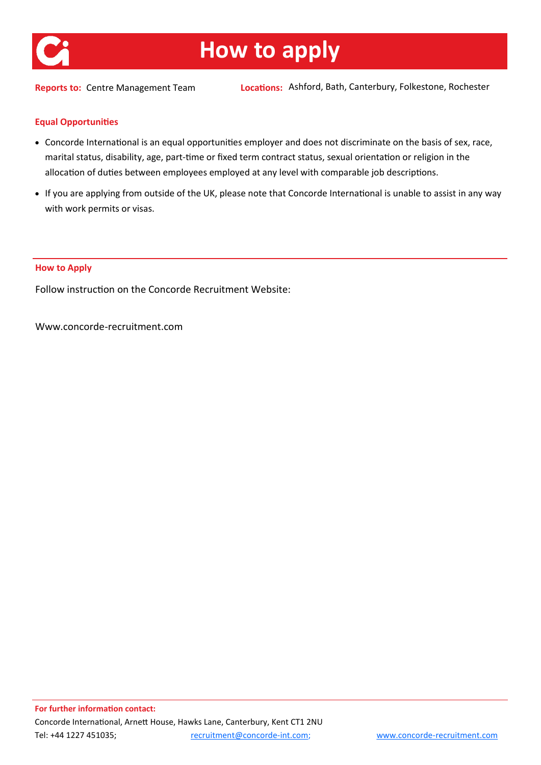# How to apply

**Reports to:** Centre Management Team

**Locations:** Ashford, Bath, Canterbury, Folkestone, Rochester

## Equal Opportunities

- Concorde International is an equal opportunities employer and does not discriminate on the basis of sex, race, marital status, disability, age, part-time or fixed term contract status, sexual orientation or religion in the allocation of duties between employees employed at any level with comparable job descriptions.
- If you are applying from outside of the UK, please note that Concorde International is unable to assist in any way with work permits or visas.

## How to Apply

Follow instruction on the Concorde Recruitment Website:

Www.concorde-recruitment.com

**For further information contact:**

Concorde International, Arnett House, Hawks Lane, Canterbury, Kent CT1 2NU

Tel: +44 1227 451035; recruitment@concorde-int.com; www.concorde-recruitment.com